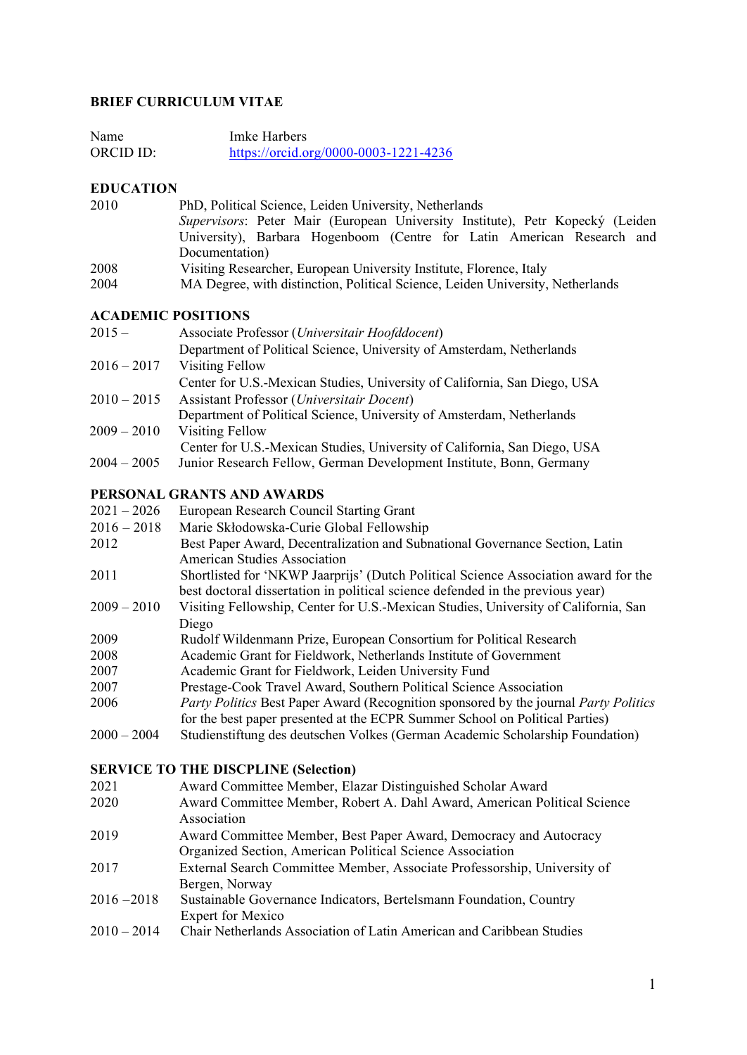**BRIEF CURRICULUM VITAE**

| | |
|---|---|
| Name | Imke Harbers |
| ORCID ID: | [https://orcid.org/0000-0003-1221-4236](https://orcid.org/0000-0003-1221-4236) |

**EDUCATION**

| | |
|---|---|
| 2010 | PhD, Political Science, Leiden University, Netherlands<br>*Supervisors*: Peter Mair (European University Institute), Petr Kopecký (Leiden University), Barbara Hogenboom (Centre for Latin American Research and Documentation) |
| 2008 | Visiting Researcher, European University Institute, Florence, Italy |
| 2004 | MA Degree, with distinction, Political Science, Leiden University, Netherlands |

**ACADEMIC POSITIONS**

| | |
|---|---|
| 2015 – | Associate Professor (*Universitair Hoofddocent*)<br>Department of Political Science, University of Amsterdam, Netherlands |
| 2016 – 2017 | Visiting Fellow<br>Center for U.S.-Mexican Studies, University of California, San Diego, USA |
| 2010 – 2015 | Assistant Professor (*Universitair Docent*)<br>Department of Political Science, University of Amsterdam, Netherlands |
| 2009 – 2010 | Visiting Fellow<br>Center for U.S.-Mexican Studies, University of California, San Diego, USA |
| 2004 – 2005 | Junior Research Fellow, German Development Institute, Bonn, Germany |

**PERSONAL GRANTS AND AWARDS**

| | |
|---|---|
| 2021 – 2026 | European Research Council Starting Grant |
| 2016 – 2018 | Marie Skłodowska-Curie Global Fellowship |
| 2012 | Best Paper Award, Decentralization and Subnational Governance Section, Latin American Studies Association |
| 2011 | Shortlisted for 'NKWP Jaarprijs' (Dutch Political Science Association award for the best doctoral dissertation in political science defended in the previous year) |
| 2009 – 2010 | Visiting Fellowship, Center for U.S.-Mexican Studies, University of California, San Diego |
| 2009 | Rudolf Wildenmann Prize, European Consortium for Political Research |
| 2008 | Academic Grant for Fieldwork, Netherlands Institute of Government |
| 2007 | Academic Grant for Fieldwork, Leiden University Fund |
| 2007 | Prestage-Cook Travel Award, Southern Political Science Association |
| 2006 | *Party Politics* Best Paper Award (Recognition sponsored by the journal *Party Politics* for the best paper presented at the ECPR Summer School on Political Parties) |
| 2000 – 2004 | Studienstiftung des deutschen Volkes (German Academic Scholarship Foundation) |

**SERVICE TO THE DISCPLINE (Selection)**

| | |
|---|---|
| 2021 | Award Committee Member, Elazar Distinguished Scholar Award |
| 2020 | Award Committee Member, Robert A. Dahl Award, American Political Science Association |
| 2019 | Award Committee Member, Best Paper Award, Democracy and Autocracy Organized Section, American Political Science Association |
| 2017 | External Search Committee Member, Associate Professorship, University of Bergen, Norway |
| 2016 –2018 | Sustainable Governance Indicators, Bertelsmann Foundation, Country Expert for Mexico |
| 2010 – 2014 | Chair Netherlands Association of Latin American and Caribbean Studies |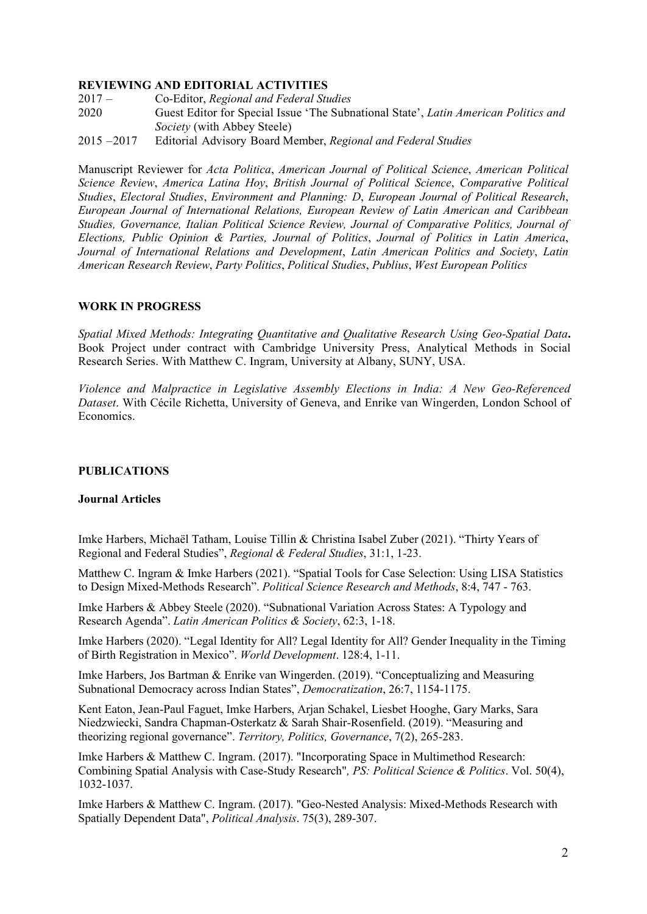## REVIEWING AND EDITORIAL ACTIVITIES

2017 – Co-Editor, *Regional and Federal Studies*

2020 Guest Editor for Special Issue 'The Subnational State', *Latin American Politics and Society* (with Abbey Steele)

2015 –2017 Editorial Advisory Board Member, *Regional and Federal Studies*

Manuscript Reviewer for *Acta Politica*, *American Journal of Political Science*, *American Political Science Review*, *America Latina Hoy*, *British Journal of Political Science*, *Comparative Political Studies*, *Electoral Studies*, *Environment and Planning: D*, *European Journal of Political Research*, *European Journal of International Relations, European Review of Latin American and Caribbean Studies, Governance, Italian Political Science Review, Journal of Comparative Politics, Journal of Elections, Public Opinion & Parties, Journal of Politics*, *Journal of Politics in Latin America*, *Journal of International Relations and Development*, *Latin American Politics and Society*, *Latin American Research Review*, *Party Politics*, *Political Studies*, *Publius*, *West European Politics*

## WORK IN PROGRESS

*Spatial Mixed Methods: Integrating Quantitative and Qualitative Research Using Geo-Spatial Data***.** Book Project under contract with Cambridge University Press, Analytical Methods in Social Research Series. With Matthew C. Ingram, University at Albany, SUNY, USA.

*Violence and Malpractice in Legislative Assembly Elections in India: A New Geo-Referenced Dataset*. With Cécile Richetta, University of Geneva, and Enrike van Wingerden, London School of Economics.

## PUBLICATIONS

### Journal Articles

Imke Harbers, Michaël Tatham, Louise Tillin & Christina Isabel Zuber (2021). "Thirty Years of Regional and Federal Studies", *Regional & Federal Studies*, 31:1, 1-23.

Matthew C. Ingram & Imke Harbers (2021). "Spatial Tools for Case Selection: Using LISA Statistics to Design Mixed-Methods Research". *Political Science Research and Methods*, 8:4, 747 - 763.

Imke Harbers & Abbey Steele (2020). "Subnational Variation Across States: A Typology and Research Agenda". *Latin American Politics & Society*, 62:3, 1-18.

Imke Harbers (2020). "Legal Identity for All? Legal Identity for All? Gender Inequality in the Timing of Birth Registration in Mexico". *World Development*. 128:4, 1-11.

Imke Harbers, Jos Bartman & Enrike van Wingerden. (2019). "Conceptualizing and Measuring Subnational Democracy across Indian States", *Democratization*, 26:7, 1154-1175.

Kent Eaton, Jean-Paul Faguet, Imke Harbers, Arjan Schakel, Liesbet Hooghe, Gary Marks, Sara Niedzwiecki, Sandra Chapman-Osterkatz & Sarah Shair-Rosenfield. (2019). "Measuring and theorizing regional governance". *Territory, Politics, Governance*, 7(2), 265-283.

Imke Harbers & Matthew C. Ingram. (2017). "Incorporating Space in Multimethod Research: Combining Spatial Analysis with Case-Study Research"*, PS: Political Science & Politics*. Vol. 50(4), 1032-1037.

Imke Harbers & Matthew C. Ingram. (2017). "Geo-Nested Analysis: Mixed-Methods Research with Spatially Dependent Data", *Political Analysis*. 75(3), 289-307.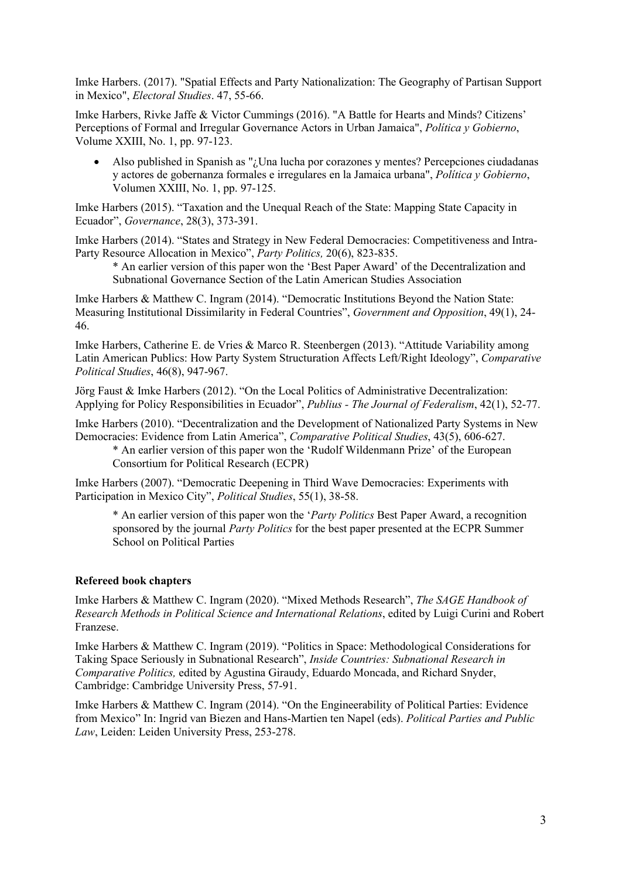Imke Harbers. (2017). "Spatial Effects and Party Nationalization: The Geography of Partisan Support in Mexico", *Electoral Studies*. 47, 55-66.

Imke Harbers, Rivke Jaffe & Victor Cummings (2016). "A Battle for Hearts and Minds? Citizens' Perceptions of Formal and Irregular Governance Actors in Urban Jamaica", *Política y Gobierno*, Volume XXIII, No. 1, pp. 97-123.

- Also published in Spanish as "¿Una lucha por corazones y mentes? Percepciones ciudadanas y actores de gobernanza formales e irregulares en la Jamaica urbana", *Política y Gobierno*, Volumen XXIII, No. 1, pp. 97-125.

Imke Harbers (2015). "Taxation and the Unequal Reach of the State: Mapping State Capacity in Ecuador", *Governance*, 28(3), 373-391.

Imke Harbers (2014). "States and Strategy in New Federal Democracies: Competitiveness and Intra-Party Resource Allocation in Mexico", *Party Politics,* 20(6), 823-835.

> * An earlier version of this paper won the 'Best Paper Award' of the Decentralization and Subnational Governance Section of the Latin American Studies Association

Imke Harbers & Matthew C. Ingram (2014). "Democratic Institutions Beyond the Nation State: Measuring Institutional Dissimilarity in Federal Countries", *Government and Opposition*, 49(1), 24-46.

Imke Harbers, Catherine E. de Vries & Marco R. Steenbergen (2013). "Attitude Variability among Latin American Publics: How Party System Structuration Affects Left/Right Ideology", *Comparative Political Studies*, 46(8), 947-967.

Jörg Faust & Imke Harbers (2012). "On the Local Politics of Administrative Decentralization: Applying for Policy Responsibilities in Ecuador", *Publius - The Journal of Federalism*, 42(1), 52-77.

Imke Harbers (2010). "Decentralization and the Development of Nationalized Party Systems in New Democracies: Evidence from Latin America", *Comparative Political Studies*, 43(5), 606-627.

> * An earlier version of this paper won the 'Rudolf Wildenmann Prize' of the European Consortium for Political Research (ECPR)

Imke Harbers (2007). "Democratic Deepening in Third Wave Democracies: Experiments with Participation in Mexico City", *Political Studies*, 55(1), 38-58.

> * An earlier version of this paper won the '*Party Politics* Best Paper Award, a recognition sponsored by the journal *Party Politics* for the best paper presented at the ECPR Summer School on Political Parties

**Refereed book chapters**

Imke Harbers & Matthew C. Ingram (2020). "Mixed Methods Research", *The SAGE Handbook of Research Methods in Political Science and International Relations*, edited by Luigi Curini and Robert Franzese.

Imke Harbers & Matthew C. Ingram (2019). "Politics in Space: Methodological Considerations for Taking Space Seriously in Subnational Research", *Inside Countries: Subnational Research in Comparative Politics,* edited by Agustina Giraudy, Eduardo Moncada, and Richard Snyder, Cambridge: Cambridge University Press, 57-91.

Imke Harbers & Matthew C. Ingram (2014). "On the Engineerability of Political Parties: Evidence from Mexico" In: Ingrid van Biezen and Hans-Martien ten Napel (eds). *Political Parties and Public Law*, Leiden: Leiden University Press, 253-278.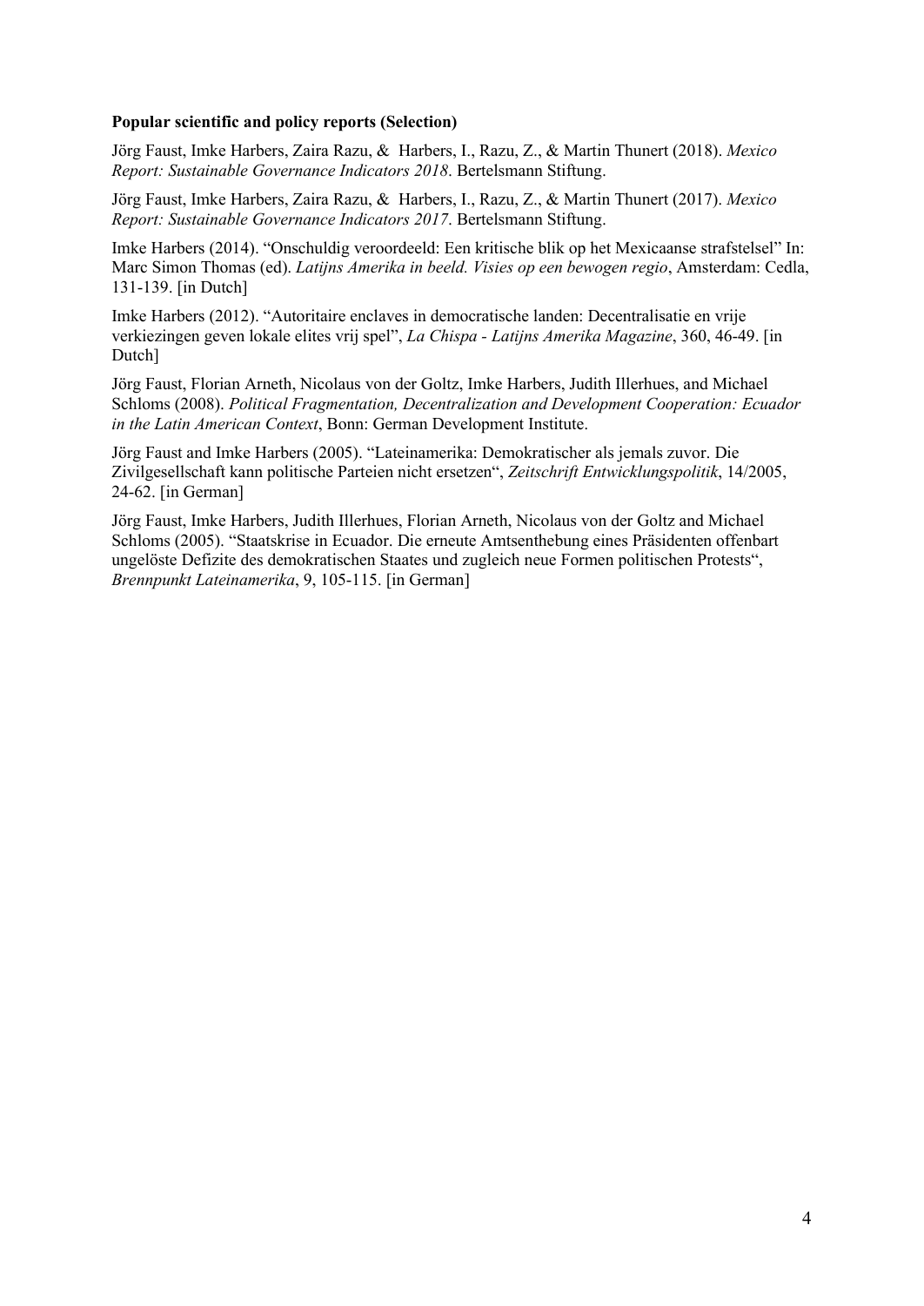**Popular scientific and policy reports (Selection)**

Jörg Faust, Imke Harbers, Zaira Razu, & Harbers, I., Razu, Z., & Martin Thunert (2018). *Mexico Report: Sustainable Governance Indicators 2018*. Bertelsmann Stiftung.

Jörg Faust, Imke Harbers, Zaira Razu, & Harbers, I., Razu, Z., & Martin Thunert (2017). *Mexico Report: Sustainable Governance Indicators 2017*. Bertelsmann Stiftung.

Imke Harbers (2014). "Onschuldig veroordeeld: Een kritische blik op het Mexicaanse strafstelsel" In: Marc Simon Thomas (ed). *Latijns Amerika in beeld. Visies op een bewogen regio*, Amsterdam: Cedla, 131-139. [in Dutch]

Imke Harbers (2012). "Autoritaire enclaves in democratische landen: Decentralisatie en vrije verkiezingen geven lokale elites vrij spel", *La Chispa - Latijns Amerika Magazine*, 360, 46-49. [in Dutch]

Jörg Faust, Florian Arneth, Nicolaus von der Goltz, Imke Harbers, Judith Illerhues, and Michael Schloms (2008). *Political Fragmentation, Decentralization and Development Cooperation: Ecuador in the Latin American Context*, Bonn: German Development Institute.

Jörg Faust and Imke Harbers (2005). "Lateinamerika: Demokratischer als jemals zuvor. Die Zivilgesellschaft kann politische Parteien nicht ersetzen", *Zeitschrift Entwicklungspolitik*, 14/2005, 24-62. [in German]

Jörg Faust, Imke Harbers, Judith Illerhues, Florian Arneth, Nicolaus von der Goltz and Michael Schloms (2005). "Staatskrise in Ecuador. Die erneute Amtsenthebung eines Präsidenten offenbart ungelöste Defizite des demokratischen Staates und zugleich neue Formen politischen Protests", *Brennpunkt Lateinamerika*, 9, 105-115. [in German]